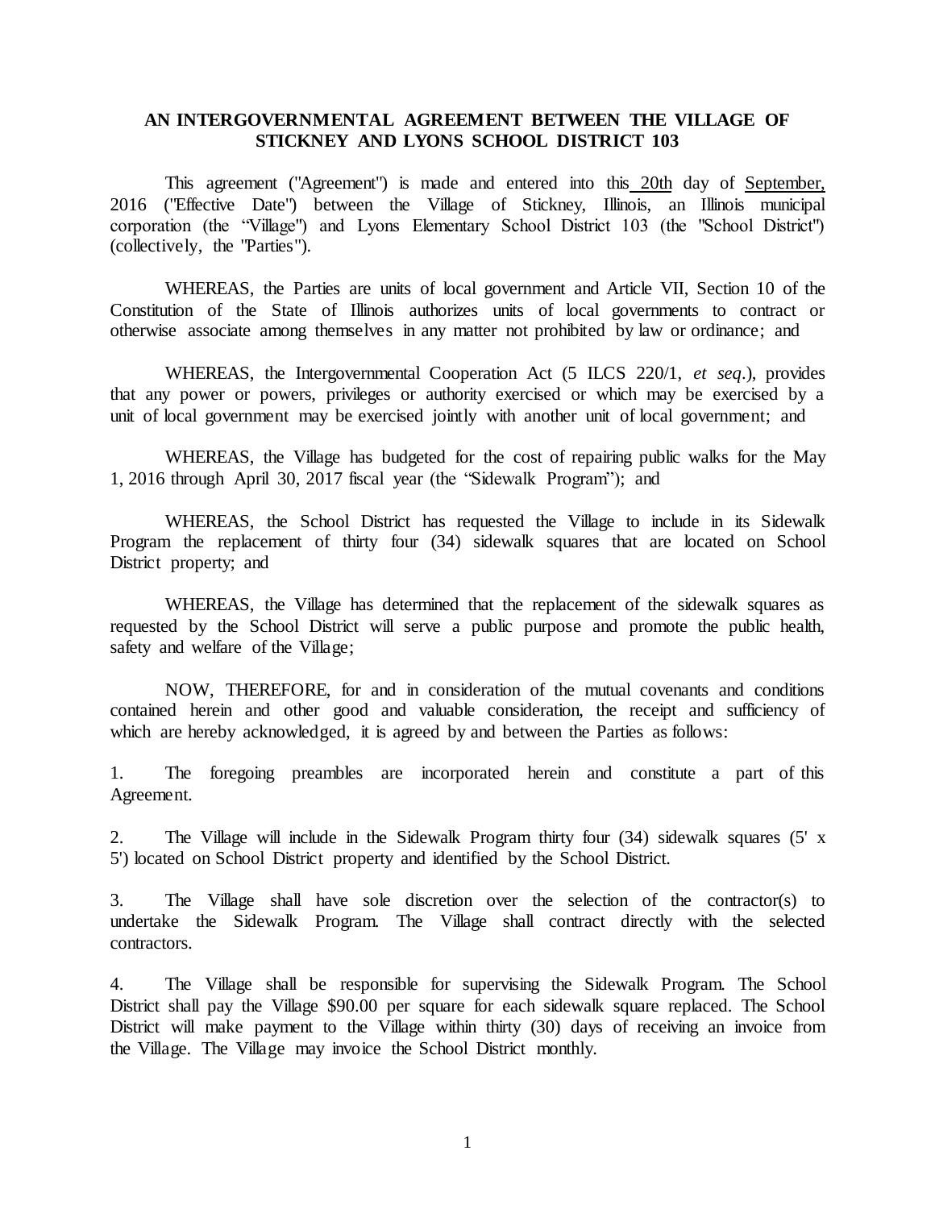**AN INTERGOVERNMENTAL AGREEMENT BETWEEN THE VILLAGE OF STICKNEY AND LYONS SCHOOL DISTRICT 103**

This agreement ("Agreement") is made and entered into this 20th day of September, 2016 ("Effective Date") between the Village of Stickney, Illinois, an Illinois municipal corporation (the "Village") and Lyons Elementary School District 103 (the "School District") (collectively, the "Parties").

WHEREAS, the Parties are units of local government and Article VII, Section 10 of the Constitution of the State of Illinois authorizes units of local governments to contract or otherwise associate among themselves in any matter not prohibited by law or ordinance; and

WHEREAS, the Intergovernmental Cooperation Act (5 ILCS 220/1, *et seq*.), provides that any power or powers, privileges or authority exercised or which may be exercised by a unit of local government may be exercised jointly with another unit of local government; and

WHEREAS, the Village has budgeted for the cost of repairing public walks for the May 1, 2016 through April 30, 2017 fiscal year (the "Sidewalk Program"); and

WHEREAS, the School District has requested the Village to include in its Sidewalk Program the replacement of thirty four (34) sidewalk squares that are located on School District property; and

WHEREAS, the Village has determined that the replacement of the sidewalk squares as requested by the School District will serve a public purpose and promote the public health, safety and welfare of the Village;

NOW, THEREFORE, for and in consideration of the mutual covenants and conditions contained herein and other good and valuable consideration, the receipt and sufficiency of which are hereby acknowledged, it is agreed by and between the Parties as follows:

1. The foregoing preambles are incorporated herein and constitute a part of this Agreement.

2. The Village will include in the Sidewalk Program thirty four (34) sidewalk squares (5' x 5') located on School District property and identified by the School District.

3. The Village shall have sole discretion over the selection of the contractor(s) to undertake the Sidewalk Program. The Village shall contract directly with the selected contractors.

4. The Village shall be responsible for supervising the Sidewalk Program. The School District shall pay the Village $90.00 per square for each sidewalk square replaced. The School District will make payment to the Village within thirty (30) days of receiving an invoice from the Village. The Village may invoice the School District monthly.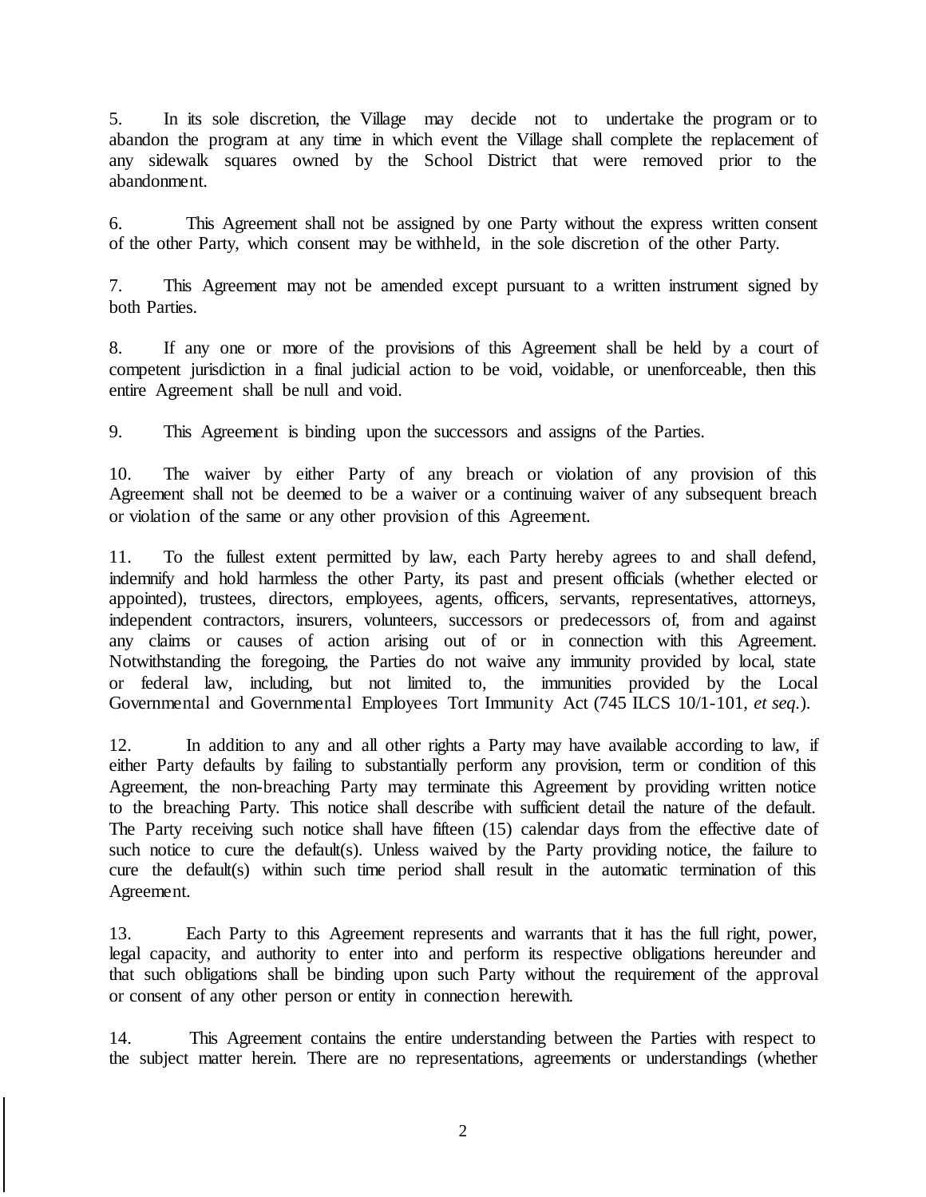5. In its sole discretion, the Village may decide not to undertake the program or to abandon the program at any time in which event the Village shall complete the replacement of any sidewalk squares owned by the School District that were removed prior to the abandonment.

6. This Agreement shall not be assigned by one Party without the express written consent of the other Party, which consent may be withheld, in the sole discretion of the other Party.

7. This Agreement may not be amended except pursuant to a written instrument signed by both Parties.

8. If any one or more of the provisions of this Agreement shall be held by a court of competent jurisdiction in a final judicial action to be void, voidable, or unenforceable, then this entire Agreement shall be null and void.

9. This Agreement is binding upon the successors and assigns of the Parties.

10. The waiver by either Party of any breach or violation of any provision of this Agreement shall not be deemed to be a waiver or a continuing waiver of any subsequent breach or violation of the same or any other provision of this Agreement.

11. To the fullest extent permitted by law, each Party hereby agrees to and shall defend, indemnify and hold harmless the other Party, its past and present officials (whether elected or appointed), trustees, directors, employees, agents, officers, servants, representatives, attorneys, independent contractors, insurers, volunteers, successors or predecessors of, from and against any claims or causes of action arising out of or in connection with this Agreement. Notwithstanding the foregoing, the Parties do not waive any immunity provided by local, state or federal law, including, but not limited to, the immunities provided by the Local Governmental and Governmental Employees Tort Immunity Act (745 ILCS 10/1-101, *et seq.*).

12. In addition to any and all other rights a Party may have available according to law, if either Party defaults by failing to substantially perform any provision, term or condition of this Agreement, the non-breaching Party may terminate this Agreement by providing written notice to the breaching Party. This notice shall describe with sufficient detail the nature of the default. The Party receiving such notice shall have fifteen (15) calendar days from the effective date of such notice to cure the default(s). Unless waived by the Party providing notice, the failure to cure the default(s) within such time period shall result in the automatic termination of this Agreement.

13. Each Party to this Agreement represents and warrants that it has the full right, power, legal capacity, and authority to enter into and perform its respective obligations hereunder and that such obligations shall be binding upon such Party without the requirement of the approval or consent of any other person or entity in connection herewith.

14. This Agreement contains the entire understanding between the Parties with respect to the subject matter herein. There are no representations, agreements or understandings (whether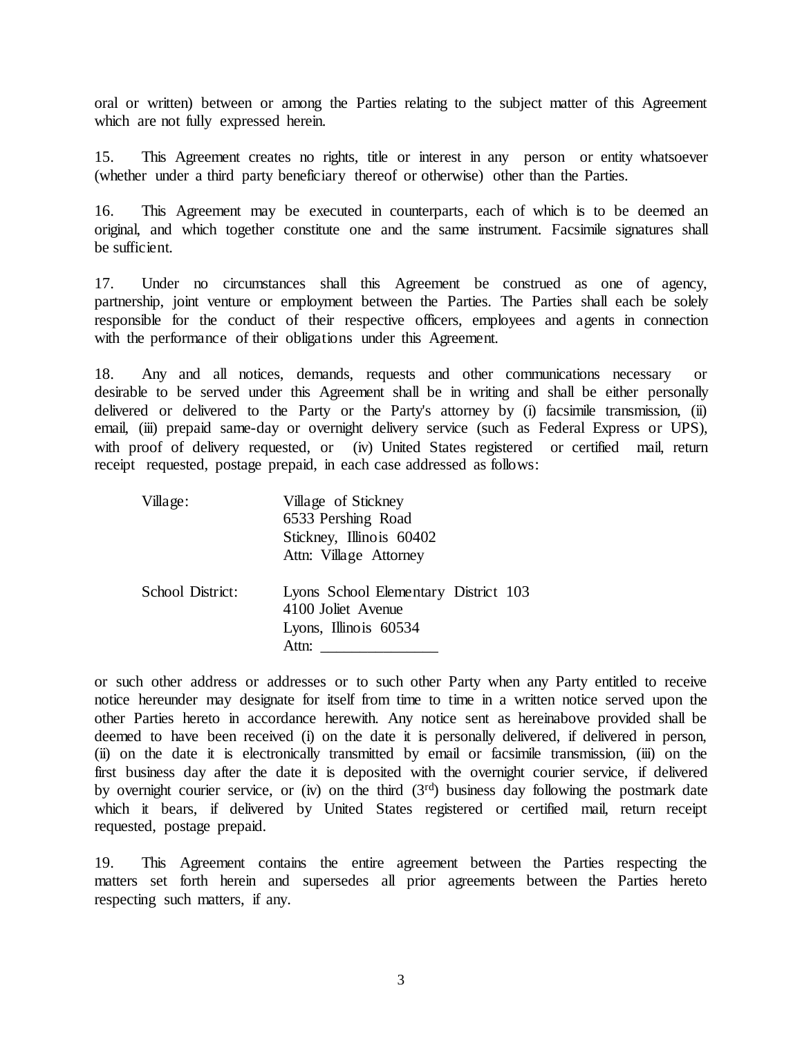oral or written) between or among the Parties relating to the subject matter of this Agreement which are not fully expressed herein.

15. This Agreement creates no rights, title or interest in any person or entity whatsoever (whether under a third party beneficiary thereof or otherwise) other than the Parties.

16. This Agreement may be executed in counterparts, each of which is to be deemed an original, and which together constitute one and the same instrument. Facsimile signatures shall be sufficient.

17. Under no circumstances shall this Agreement be construed as one of agency, partnership, joint venture or employment between the Parties. The Parties shall each be solely responsible for the conduct of their respective officers, employees and agents in connection with the performance of their obligations under this Agreement.

18. Any and all notices, demands, requests and other communications necessary or desirable to be served under this Agreement shall be in writing and shall be either personally delivered or delivered to the Party or the Party's attorney by (i) facsimile transmission, (ii) email, (iii) prepaid same-day or overnight delivery service (such as Federal Express or UPS), with proof of delivery requested, or (iv) United States registered or certified mail, return receipt requested, postage prepaid, in each case addressed as follows:

Village: Village of Stickney
6533 Pershing Road
Stickney, Illinois 60402
Attn: Village Attorney

School District: Lyons School Elementary District 103
4100 Joliet Avenue
Lyons, Illinois 60534
Attn: _______________

or such other address or addresses or to such other Party when any Party entitled to receive notice hereunder may designate for itself from time to time in a written notice served upon the other Parties hereto in accordance herewith. Any notice sent as hereinabove provided shall be deemed to have been received (i) on the date it is personally delivered, if delivered in person, (ii) on the date it is electronically transmitted by email or facsimile transmission, (iii) on the first business day after the date it is deposited with the overnight courier service, if delivered by overnight courier service, or (iv) on the third (3rd) business day following the postmark date which it bears, if delivered by United States registered or certified mail, return receipt requested, postage prepaid.

19. This Agreement contains the entire agreement between the Parties respecting the matters set forth herein and supersedes all prior agreements between the Parties hereto respecting such matters, if any.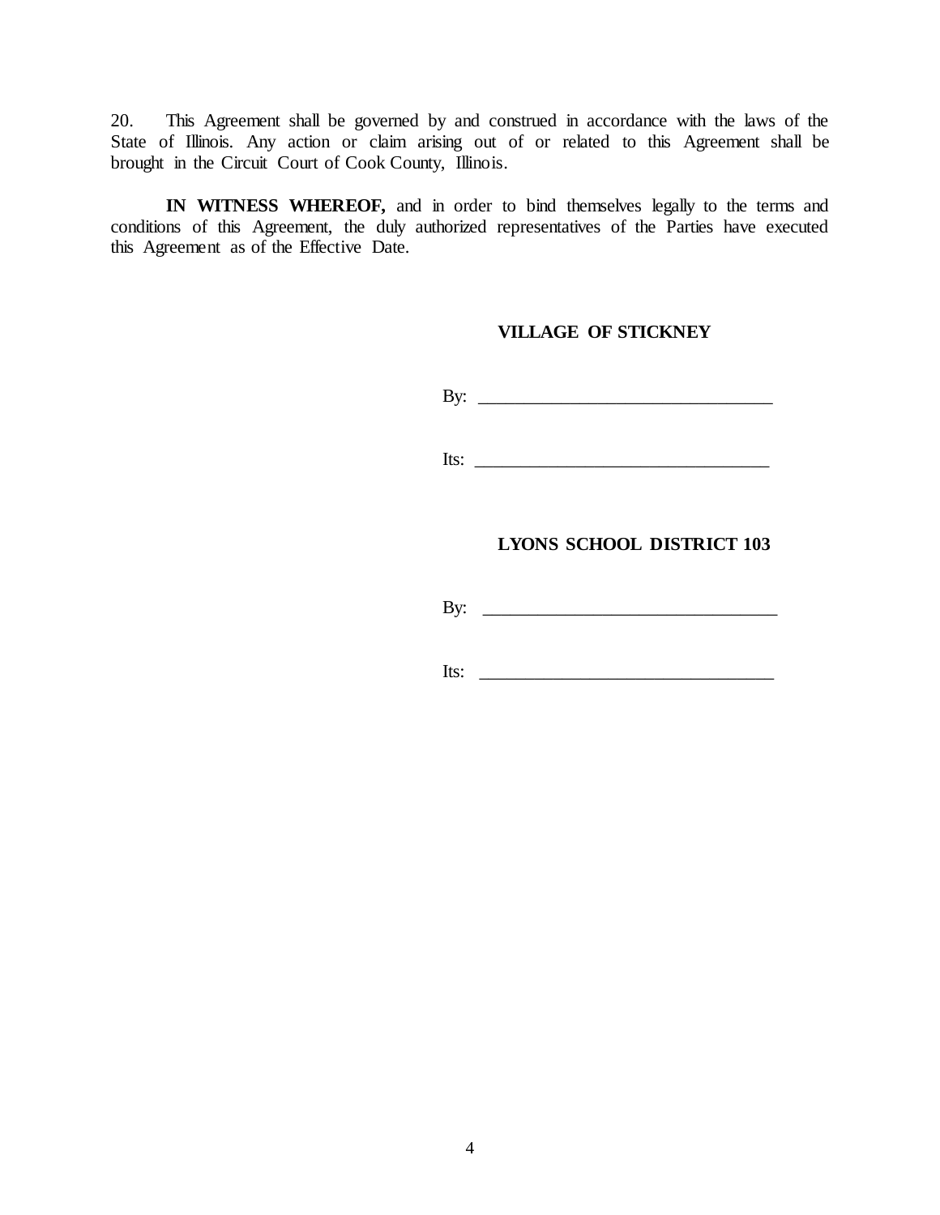20. This Agreement shall be governed by and construed in accordance with the laws of the State of Illinois. Any action or claim arising out of or related to this Agreement shall be brought in the Circuit Court of Cook County, Illinois.

**IN WITNESS WHEREOF,** and in order to bind themselves legally to the terms and conditions of this Agreement, the duly authorized representatives of the Parties have executed this Agreement as of the Effective Date.

**VILLAGE OF STICKNEY**

By: ________________________________

Its: ________________________________

**LYONS SCHOOL DISTRICT 103**

By: ________________________________

Its: ________________________________